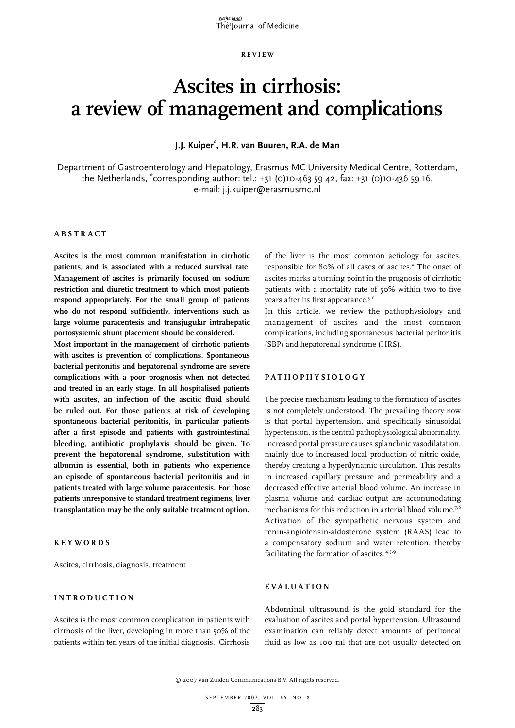REVIEW

# Ascites in cirrhosis: a review of management and complications

**J.J. Kuiper*, H.R. van Buuren, R.A. de Man**

Department of Gastroenterology and Hepatology, Erasmus MC University Medical Centre, Rotterdam, the Netherlands, *corresponding author: tel.: +31 (0)10-463 59 42, fax: +31 (0)10-436 59 16, e-mail: j.j.kuiper@erasmusmc.nl

## ABSTRACT

**Ascites is the most common manifestation in cirrhotic patients, and is associated with a reduced survival rate. Management of ascites is primarily focused on sodium restriction and diuretic treatment to which most patients respond appropriately. For the small group of patients who do not respond sufficiently, interventions such as large volume paracentesis and transjugular intrahepatic portosystemic shunt placement should be considered.**

**Most important in the management of cirrhotic patients with ascites is prevention of complications. Spontaneous bacterial peritonitis and hepatorenal syndrome are severe complications with a poor prognosis when not detected and treated in an early stage. In all hospitalised patients with ascites, an infection of the ascitic fluid should be ruled out. For those patients at risk of developing spontaneous bacterial peritonitis, in particular patients after a first episode and patients with gastrointestinal bleeding, antibiotic prophylaxis should be given. To prevent the hepatorenal syndrome, substitution with albumin is essential, both in patients who experience an episode of spontaneous bacterial peritonitis and in patients treated with large volume paracentesis. For those patients unresponsive to standard treatment regimens, liver transplantation may be the only suitable treatment option.**

## KEYWORDS

Ascites, cirrhosis, diagnosis, treatment

## INTRODUCTION

Ascites is the most common complication in patients with cirrhosis of the liver, developing in more than 50% of the patients within ten years of the initial diagnosis.[1] Cirrhosis of the liver is the most common aetiology for ascites, responsible for 80% of all cases of ascites.[2] The onset of ascites marks a turning point in the prognosis of cirrhotic patients with a mortality rate of 50% within two to five years after its first appearance.[3-6]

In this article, we review the pathophysiology and management of ascites and the most common complications, including spontaneous bacterial peritonitis (SBP) and hepatorenal syndrome (HRS).

## PATHOPHYSIOLOGY

The precise mechanism leading to the formation of ascites is not completely understood. The prevailing theory now is that portal hypertension, and specifically sinusoidal hypertension, is the central pathophysiological abnormality. Increased portal pressure causes splanchnic vasodilatation, mainly due to increased local production of nitric oxide, thereby creating a hyperdynamic circulation. This results in increased capillary pressure and permeability and a decreased effective arterial blood volume. An increase in plasma volume and cardiac output are accommodating mechanisms for this reduction in arterial blood volume.[7,8] Activation of the sympathetic nervous system and renin-angiotensin-aldosterone system (RAAS) lead to a compensatory sodium and water retention, thereby facilitating the formation of ascites.[4,5,9]

## EVALUATION

Abdominal ultrasound is the gold standard for the evaluation of ascites and portal hypertension. Ultrasound examination can reliably detect amounts of peritoneal fluid as low as 100 ml that are not usually detected on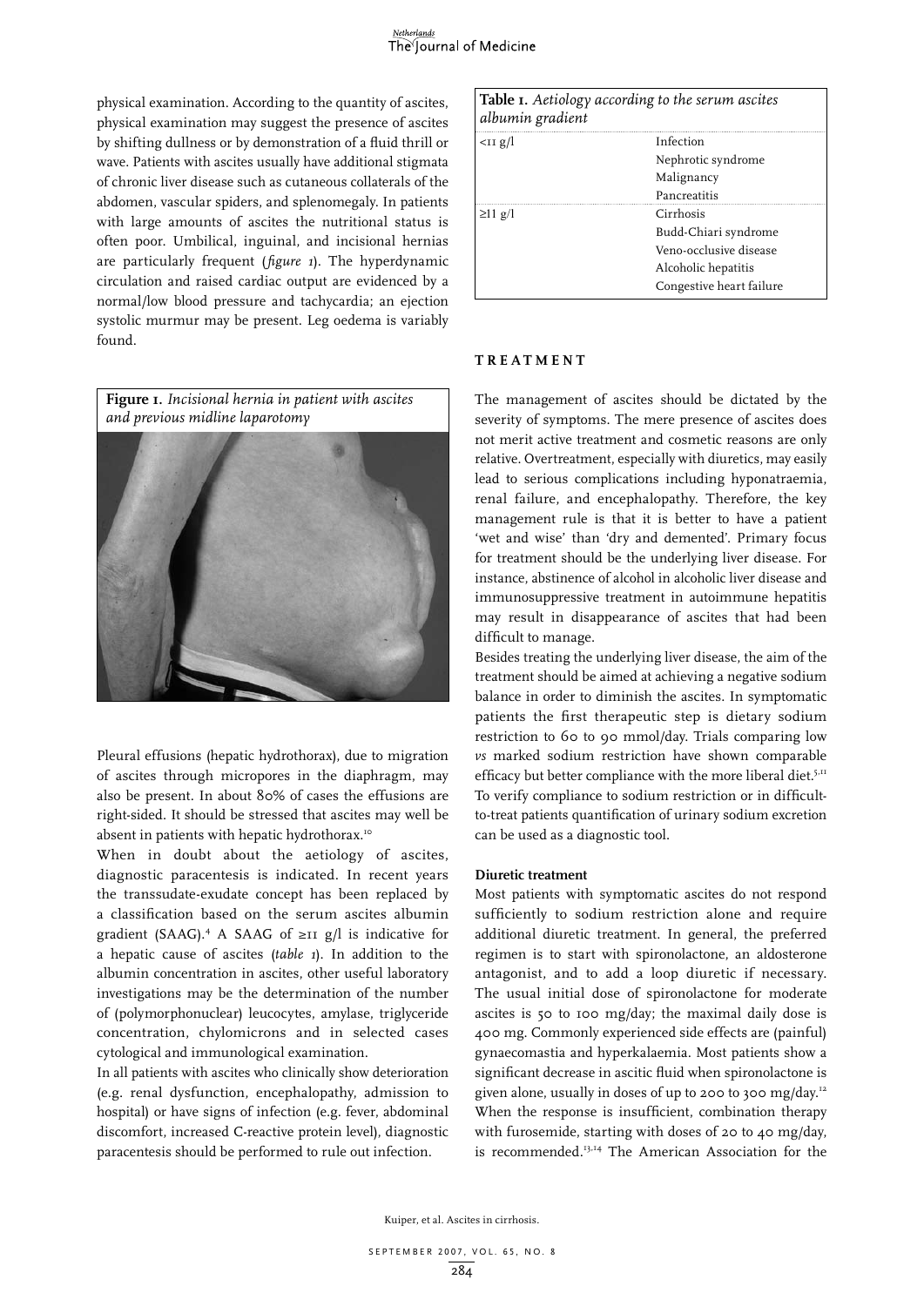physical examination. According to the quantity of ascites, physical examination may suggest the presence of ascites by shifting dullness or by demonstration of a fluid thrill or wave. Patients with ascites usually have additional stigmata of chronic liver disease such as cutaneous collaterals of the abdomen, vascular spiders, and splenomegaly. In patients with large amounts of ascites the nutritional status is often poor. Umbilical, inguinal, and incisional hernias are particularly frequent (*figure 1*). The hyperdynamic circulation and raised cardiac output are evidenced by a normal/low blood pressure and tachycardia; an ejection systolic murmur may be present. Leg oedema is variably found.

**Figure 1.** *Incisional hernia in patient with ascites and previous midline laparotomy*

Pleural effusions (hepatic hydrothorax), due to migration of ascites through micropores in the diaphragm, may also be present. In about 80% of cases the effusions are right-sided. It should be stressed that ascites may well be absent in patients with hepatic hydrothorax.[10]

When in doubt about the aetiology of ascites, diagnostic paracentesis is indicated. In recent years the transsudate-exudate concept has been replaced by a classification based on the serum ascites albumin gradient (SAAG).[4] A SAAG of ≥11 g/l is indicative for a hepatic cause of ascites (*table 1*). In addition to the albumin concentration in ascites, other useful laboratory investigations may be the determination of the number of (polymorphonuclear) leucocytes, amylase, triglyceride concentration, chylomicrons and in selected cases cytological and immunological examination.

In all patients with ascites who clinically show deterioration (e.g. renal dysfunction, encephalopathy, admission to hospital) or have signs of infection (e.g. fever, abdominal discomfort, increased C-reactive protein level), diagnostic paracentesis should be performed to rule out infection.

**Table 1.** *Aetiology according to the serum ascites albumin gradient*

| | |
|---|---|
| <11 g/l | Infection |
| | Nephrotic syndrome |
| | Malignancy |
| | Pancreatitis |
| ≥11 g/l | Cirrhosis |
| | Budd-Chiari syndrome |
| | Veno-occlusive disease |
| | Alcoholic hepatitis |
| | Congestive heart failure |

## TREATMENT

The management of ascites should be dictated by the severity of symptoms. The mere presence of ascites does not merit active treatment and cosmetic reasons are only relative. Overtreatment, especially with diuretics, may easily lead to serious complications including hyponatraemia, renal failure, and encephalopathy. Therefore, the key management rule is that it is better to have a patient 'wet and wise' than 'dry and demented'. Primary focus for treatment should be the underlying liver disease. For instance, abstinence of alcohol in alcoholic liver disease and immunosuppressive treatment in autoimmune hepatitis may result in disappearance of ascites that had been difficult to manage.

Besides treating the underlying liver disease, the aim of the treatment should be aimed at achieving a negative sodium balance in order to diminish the ascites. In symptomatic patients the first therapeutic step is dietary sodium restriction to 60 to 90 mmol/day. Trials comparing low *vs* marked sodium restriction have shown comparable efficacy but better compliance with the more liberal diet.[5,11] To verify compliance to sodium restriction or in difficult-to-treat patients quantification of urinary sodium excretion can be used as a diagnostic tool.

### Diuretic treatment

Most patients with symptomatic ascites do not respond sufficiently to sodium restriction alone and require additional diuretic treatment. In general, the preferred regimen is to start with spironolactone, an aldosterone antagonist, and to add a loop diuretic if necessary. The usual initial dose of spironolactone for moderate ascites is 50 to 100 mg/day; the maximal daily dose is 400 mg. Commonly experienced side effects are (painful) gynaecomastia and hyperkalaemia. Most patients show a significant decrease in ascitic fluid when spironolactone is given alone, usually in doses of up to 200 to 300 mg/day.[12] When the response is insufficient, combination therapy with furosemide, starting with doses of 20 to 40 mg/day, is recommended.[13,14] The American Association for the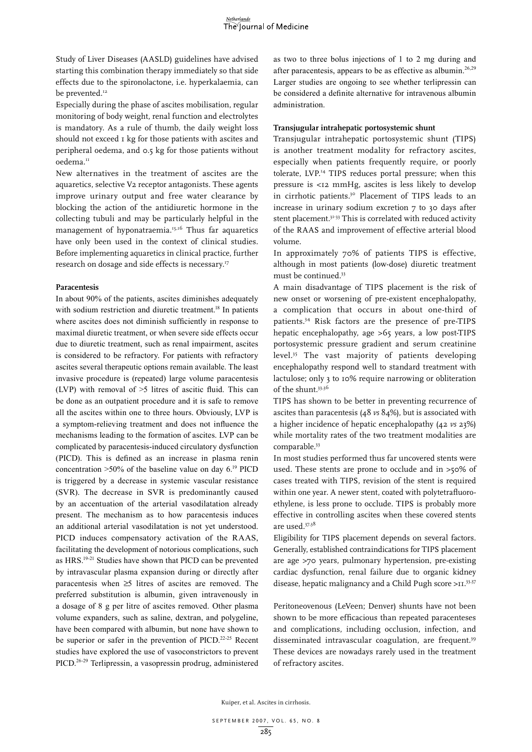Study of Liver Diseases (AASLD) guidelines have advised starting this combination therapy immediately so that side effects due to the spironolactone, i.e. hyperkalaemia, can be prevented.[12]

Especially during the phase of ascites mobilisation, regular monitoring of body weight, renal function and electrolytes is mandatory. As a rule of thumb, the daily weight loss should not exceed 1 kg for those patients with ascites and peripheral oedema, and 0.5 kg for those patients without oedema.[11]

New alternatives in the treatment of ascites are the aquaretics, selective V2 receptor antagonists. These agents improve urinary output and free water clearance by blocking the action of the antidiuretic hormone in the collecting tubuli and may be particularly helpful in the management of hyponatraemia.[15,16] Thus far aquaretics have only been used in the context of clinical studies. Before implementing aquaretics in clinical practice, further research on dosage and side effects is necessary.[17]

### Paracentesis

In about 90% of the patients, ascites diminishes adequately with sodium restriction and diuretic treatment.[18] In patients where ascites does not diminish sufficiently in response to maximal diuretic treatment, or when severe side effects occur due to diuretic treatment, such as renal impairment, ascites is considered to be refractory. For patients with refractory ascites several therapeutic options remain available. The least invasive procedure is (repeated) large volume paracentesis (LVP) with removal of >5 litres of ascitic fluid. This can be done as an outpatient procedure and it is safe to remove all the ascites within one to three hours. Obviously, LVP is a symptom-relieving treatment and does not influence the mechanisms leading to the formation of ascites. LVP can be complicated by paracentesis-induced circulatory dysfunction (PICD). This is defined as an increase in plasma renin concentration >50% of the baseline value on day 6.[19] PICD is triggered by a decrease in systemic vascular resistance (SVR). The decrease in SVR is predominantly caused by an accentuation of the arterial vasodilatation already present. The mechanism as to how paracentesis induces an additional arterial vasodilatation is not yet understood. PICD induces compensatory activation of the RAAS, facilitating the development of notorious complications, such as HRS.[19-21] Studies have shown that PICD can be prevented by intravascular plasma expansion during or directly after paracentesis when ≥5 litres of ascites are removed. The preferred substitution is albumin, given intravenously in a dosage of 8 g per litre of ascites removed. Other plasma volume expanders, such as saline, dextran, and polygeline, have been compared with albumin, but none have shown to be superior or safer in the prevention of PICD.[22-25] Recent studies have explored the use of vasoconstrictors to prevent PICD.[26-29] Terlipressin, a vasopressin prodrug, administered as two to three bolus injections of 1 to 2 mg during and after paracentesis, appears to be as effective as albumin.[26,29] Larger studies are ongoing to see whether terlipressin can be considered a definite alternative for intravenous albumin administration.

### Transjugular intrahepatic portosystemic shunt

Transjugular intrahepatic portosystemic shunt (TIPS) is another treatment modality for refractory ascites, especially when patients frequently require, or poorly tolerate, LVP.[14] TIPS reduces portal pressure; when this pressure is <12 mmHg, ascites is less likely to develop in cirrhotic patients.[30] Placement of TIPS leads to an increase in urinary sodium excretion 7 to 30 days after stent placement.[31-33] This is correlated with reduced activity of the RAAS and improvement of effective arterial blood volume.

In approximately 70% of patients TIPS is effective, although in most patients (low-dose) diuretic treatment must be continued.[33]

A main disadvantage of TIPS placement is the risk of new onset or worsening of pre-existent encephalopathy, a complication that occurs in about one-third of patients.[34] Risk factors are the presence of pre-TIPS hepatic encephalopathy, age >65 years, a low post-TIPS portosystemic pressure gradient and serum creatinine level.[35] The vast majority of patients developing encephalopathy respond well to standard treatment with lactulose; only 3 to 10% require narrowing or obliteration of the shunt.[33,36]

TIPS has shown to be better in preventing recurrence of ascites than paracentesis (48 *vs* 84%), but is associated with a higher incidence of hepatic encephalopathy (42 *vs* 23%) while mortality rates of the two treatment modalities are comparable.[33]

In most studies performed thus far uncovered stents were used. These stents are prone to occlude and in >50% of cases treated with TIPS, revision of the stent is required within one year. A newer stent, coated with polytetrafluoroethylene, is less prone to occlude. TIPS is probably more effective in controlling ascites when these covered stents are used.[37,38]

Eligibility for TIPS placement depends on several factors. Generally, established contraindications for TIPS placement are age >70 years, pulmonary hypertension, pre-existing cardiac dysfunction, renal failure due to organic kidney disease, hepatic malignancy and a Child Pugh score >11.[33,37]

Peritoneovenous (LeVeen; Denver) shunts have not been shown to be more efficacious than repeated paracenteses and complications, including occlusion, infection, and disseminated intravascular coagulation, are frequent.[39] These devices are nowadays rarely used in the treatment of refractory ascites.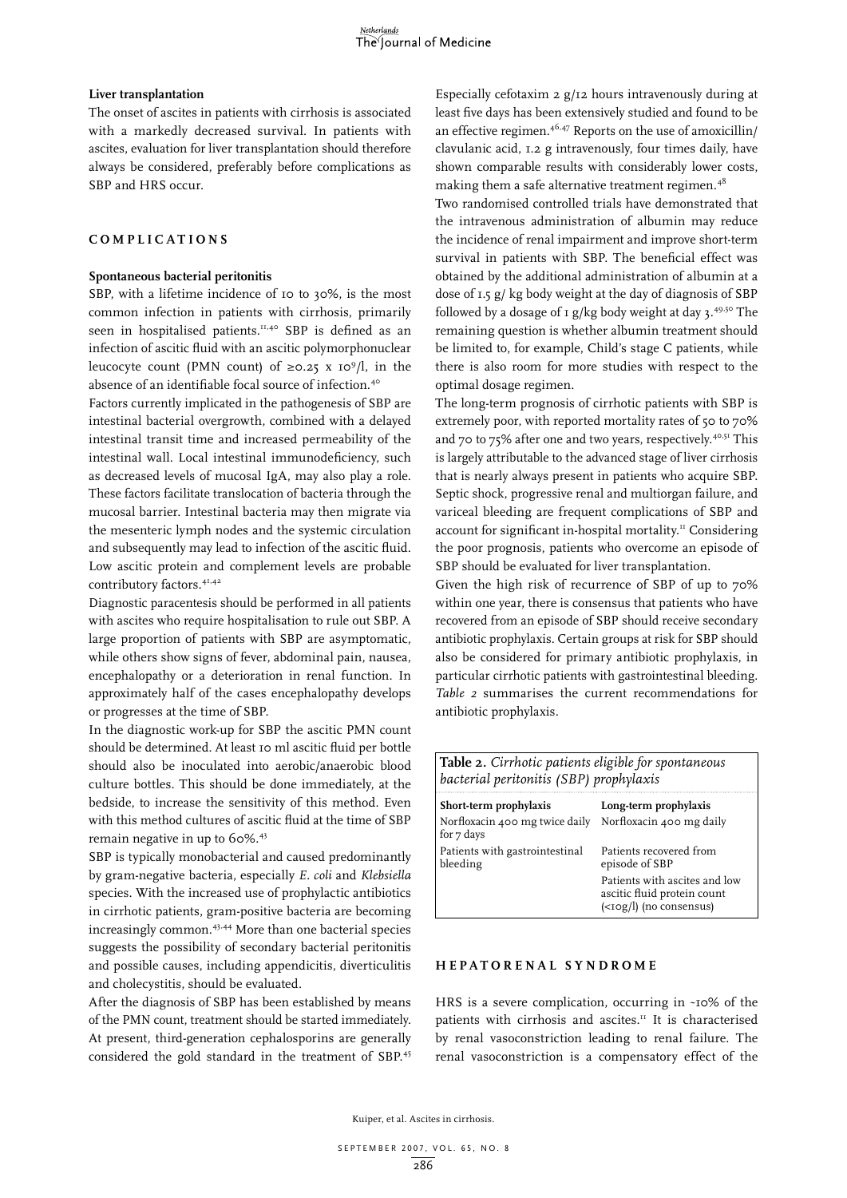### Liver transplantation

The onset of ascites in patients with cirrhosis is associated with a markedly decreased survival. In patients with ascites, evaluation for liver transplantation should therefore always be considered, preferably before complications as SBP and HRS occur.

## COMPLICATIONS

### Spontaneous bacterial peritonitis

SBP, with a lifetime incidence of 10 to 30%, is the most common infection in patients with cirrhosis, primarily seen in hospitalised patients.[11,40] SBP is defined as an infection of ascitic fluid with an ascitic polymorphonuclear leucocyte count (PMN count) of $\geq 0.25 \times 10^9$/l, in the absence of an identifiable focal source of infection.[40]

Factors currently implicated in the pathogenesis of SBP are intestinal bacterial overgrowth, combined with a delayed intestinal transit time and increased permeability of the intestinal wall. Local intestinal immunodeficiency, such as decreased levels of mucosal IgA, may also play a role. These factors facilitate translocation of bacteria through the mucosal barrier. Intestinal bacteria may then migrate via the mesenteric lymph nodes and the systemic circulation and subsequently may lead to infection of the ascitic fluid. Low ascitic protein and complement levels are probable contributory factors.[41,42]

Diagnostic paracentesis should be performed in all patients with ascites who require hospitalisation to rule out SBP. A large proportion of patients with SBP are asymptomatic, while others show signs of fever, abdominal pain, nausea, encephalopathy or a deterioration in renal function. In approximately half of the cases encephalopathy develops or progresses at the time of SBP.

In the diagnostic work-up for SBP the ascitic PMN count should be determined. At least 10 ml ascitic fluid per bottle should also be inoculated into aerobic/anaerobic blood culture bottles. This should be done immediately, at the bedside, to increase the sensitivity of this method. Even with this method cultures of ascitic fluid at the time of SBP remain negative in up to 60%.[43]

SBP is typically monobacterial and caused predominantly by gram-negative bacteria, especially *E. coli* and *Klebsiella* species. With the increased use of prophylactic antibiotics in cirrhotic patients, gram-positive bacteria are becoming increasingly common.[43,44] More than one bacterial species suggests the possibility of secondary bacterial peritonitis and possible causes, including appendicitis, diverticulitis and cholecystitis, should be evaluated.

After the diagnosis of SBP has been established by means of the PMN count, treatment should be started immediately. At present, third-generation cephalosporins are generally considered the gold standard in the treatment of SBP.[45] Especially cefotaxim 2 g/12 hours intravenously during at least five days has been extensively studied and found to be an effective regimen.[46,47] Reports on the use of amoxicillin/clavulanic acid, 1.2 g intravenously, four times daily, have shown comparable results with considerably lower costs, making them a safe alternative treatment regimen.[48]

Two randomised controlled trials have demonstrated that the intravenous administration of albumin may reduce the incidence of renal impairment and improve short-term survival in patients with SBP. The beneficial effect was obtained by the additional administration of albumin at a dose of 1.5 g/ kg body weight at the day of diagnosis of SBP followed by a dosage of 1 g/kg body weight at day 3.[49,50] The remaining question is whether albumin treatment should be limited to, for example, Child's stage C patients, while there is also room for more studies with respect to the optimal dosage regimen.

The long-term prognosis of cirrhotic patients with SBP is extremely poor, with reported mortality rates of 50 to 70% and 70 to 75% after one and two years, respectively.[40,51] This is largely attributable to the advanced stage of liver cirrhosis that is nearly always present in patients who acquire SBP. Septic shock, progressive renal and multiorgan failure, and variceal bleeding are frequent complications of SBP and account for significant in-hospital mortality.[11] Considering the poor prognosis, patients who overcome an episode of SBP should be evaluated for liver transplantation.

Given the high risk of recurrence of SBP of up to 70% within one year, there is consensus that patients who have recovered from an episode of SBP should receive secondary antibiotic prophylaxis. Certain groups at risk for SBP should also be considered for primary antibiotic prophylaxis, in particular cirrhotic patients with gastrointestinal bleeding. *Table 2* summarises the current recommendations for antibiotic prophylaxis.

**Table 2.** *Cirrhotic patients eligible for spontaneous bacterial peritonitis (SBP) prophylaxis*

| Short-term prophylaxis | Long-term prophylaxis |
|---|---|
| Norfloxacin 400 mg twice daily for 7 days | Norfloxacin 400 mg daily |
| Patients with gastrointestinal bleeding | Patients recovered from episode of SBP |
| | Patients with ascites and low ascitic fluid protein count (<10g/l) (no consensus) |

## HEPATORENAL SYNDROME

HRS is a severe complication, occurring in ~10% of the patients with cirrhosis and ascites.[11] It is characterised by renal vasoconstriction leading to renal failure. The renal vasoconstriction is a compensatory effect of the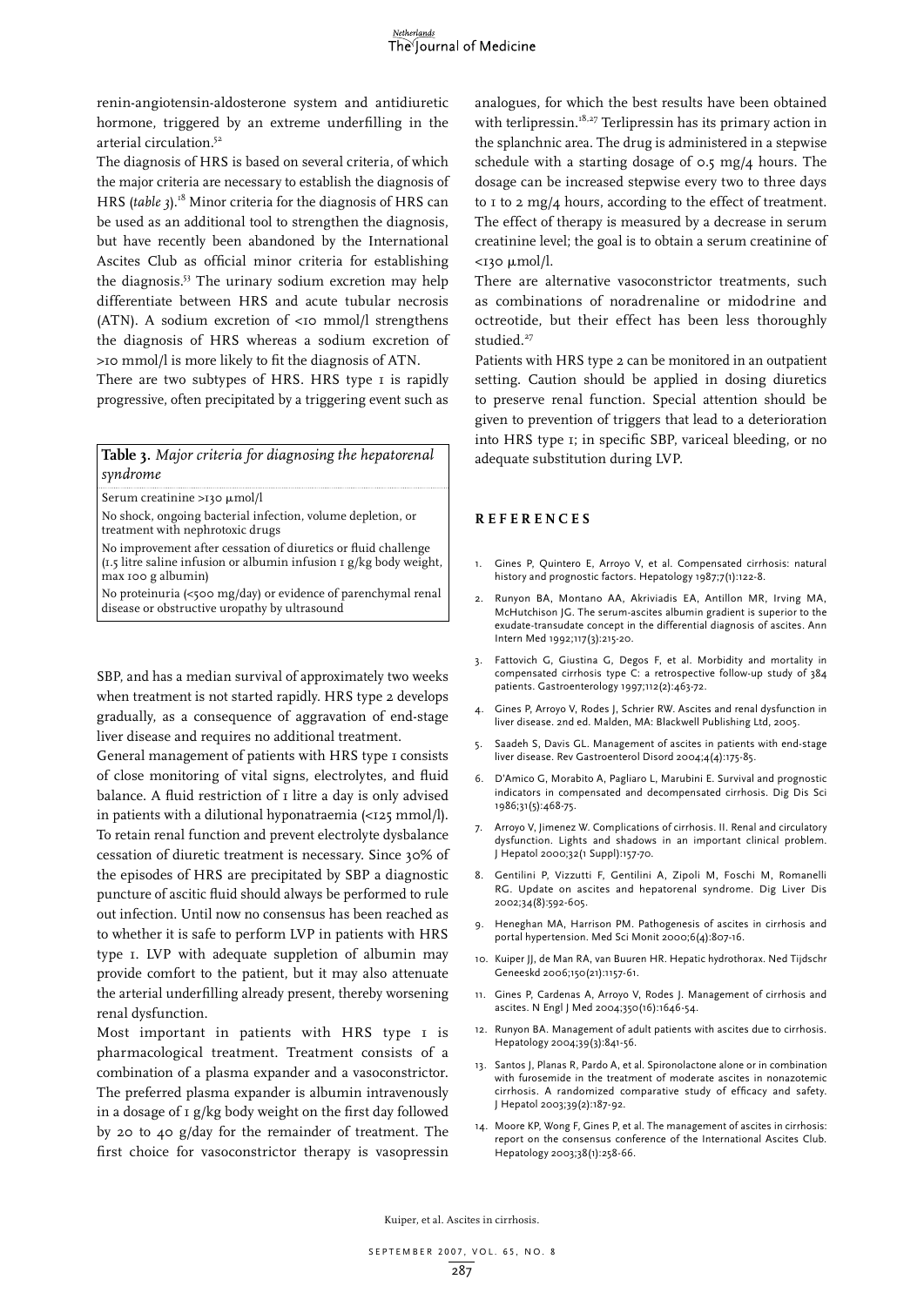renin-angiotensin-aldosterone system and antidiuretic hormone, triggered by an extreme underfilling in the arterial circulation.[52]

The diagnosis of HRS is based on several criteria, of which the major criteria are necessary to establish the diagnosis of HRS (*table 3*).[18] Minor criteria for the diagnosis of HRS can be used as an additional tool to strengthen the diagnosis, but have recently been abandoned by the International Ascites Club as official minor criteria for establishing the diagnosis.[53] The urinary sodium excretion may help differentiate between HRS and acute tubular necrosis (ATN). A sodium excretion of <10 mmol/l strengthens the diagnosis of HRS whereas a sodium excretion of >10 mmol/l is more likely to fit the diagnosis of ATN.

There are two subtypes of HRS. HRS type 1 is rapidly progressive, often precipitated by a triggering event such as SBP, and has a median survival of approximately two weeks when treatment is not started rapidly. HRS type 2 develops gradually, as a consequence of aggravation of end-stage liver disease and requires no additional treatment.

**Table 3.** *Major criteria for diagnosing the hepatorenal syndrome*

| |
|---|
| Serum creatinine >130 μmol/l |
| No shock, ongoing bacterial infection, volume depletion, or treatment with nephrotoxic drugs |
| No improvement after cessation of diuretics or fluid challenge (1.5 litre saline infusion or albumin infusion 1 g/kg body weight, max 100 g albumin) |
| No proteinuria (<500 mg/day) or evidence of parenchymal renal disease or obstructive uropathy by ultrasound |

General management of patients with HRS type 1 consists of close monitoring of vital signs, electrolytes, and fluid balance. A fluid restriction of 1 litre a day is only advised in patients with a dilutional hyponatraemia (<125 mmol/l). To retain renal function and prevent electrolyte dysbalance cessation of diuretic treatment is necessary. Since 30% of the episodes of HRS are precipitated by SBP a diagnostic puncture of ascitic fluid should always be performed to rule out infection. Until now no consensus has been reached as to whether it is safe to perform LVP in patients with HRS type 1. LVP with adequate suppletion of albumin may provide comfort to the patient, but it may also attenuate the arterial underfilling already present, thereby worsening renal dysfunction.

Most important in patients with HRS type 1 is pharmacological treatment. Treatment consists of a combination of a plasma expander and a vasoconstrictor. The preferred plasma expander is albumin intravenously in a dosage of 1 g/kg body weight on the first day followed by 20 to 40 g/day for the remainder of treatment. The first choice for vasoconstrictor therapy is vasopressin analogues, for which the best results have been obtained with terlipressin.[18,27] Terlipressin has its primary action in the splanchnic area. The drug is administered in a stepwise schedule with a starting dosage of 0.5 mg/4 hours. The dosage can be increased stepwise every two to three days to 1 to 2 mg/4 hours, according to the effect of treatment. The effect of therapy is measured by a decrease in serum creatinine level; the goal is to obtain a serum creatinine of <130 μmol/l.

There are alternative vasoconstrictor treatments, such as combinations of noradrenaline or midodrine and octreotide, but their effect has been less thoroughly studied.[27]

Patients with HRS type 2 can be monitored in an outpatient setting. Caution should be applied in dosing diuretics to preserve renal function. Special attention should be given to prevention of triggers that lead to a deterioration into HRS type 1; in specific SBP, variceal bleeding, or no adequate substitution during LVP.

## REFERENCES

1. Gines P, Quintero E, Arroyo V, et al. Compensated cirrhosis: natural history and prognostic factors. Hepatology 1987;7(1):122-8.
2. Runyon BA, Montano AA, Akriviadis EA, Antillon MR, Irving MA, McHutchison JG. The serum-ascites albumin gradient is superior to the exudate-transudate concept in the differential diagnosis of ascites. Ann Intern Med 1992;117(3):215-20.
3. Fattovich G, Giustina G, Degos F, et al. Morbidity and mortality in compensated cirrhosis type C: a retrospective follow-up study of 384 patients. Gastroenterology 1997;112(2):463-72.
4. Gines P, Arroyo V, Rodes J, Schrier RW. Ascites and renal dysfunction in liver disease. 2nd ed. Malden, MA: Blackwell Publishing Ltd, 2005.
5. Saadeh S, Davis GL. Management of ascites in patients with end-stage liver disease. Rev Gastroenterol Disord 2004;4(4):175-85.
6. D'Amico G, Morabito A, Pagliaro L, Marubini E. Survival and prognostic indicators in compensated and decompensated cirrhosis. Dig Dis Sci 1986;31(5):468-75.
7. Arroyo V, Jimenez W. Complications of cirrhosis. II. Renal and circulatory dysfunction. Lights and shadows in an important clinical problem. J Hepatol 2000;32(1 Suppl):157-70.
8. Gentilini P, Vizzutti F, Gentilini A, Zipoli M, Foschi M, Romanelli RG. Update on ascites and hepatorenal syndrome. Dig Liver Dis 2002;34(8):592-605.
9. Heneghan MA, Harrison PM. Pathogenesis of ascites in cirrhosis and portal hypertension. Med Sci Monit 2000;6(4):807-16.
10. Kuiper JJ, de Man RA, van Buuren HR. Hepatic hydrothorax. Ned Tijdschr Geneeskd 2006;150(21):1157-61.
11. Gines P, Cardenas A, Arroyo V, Rodes J. Management of cirrhosis and ascites. N Engl J Med 2004;350(16):1646-54.
12. Runyon BA. Management of adult patients with ascites due to cirrhosis. Hepatology 2004;39(3):841-56.
13. Santos J, Planas R, Pardo A, et al. Spironolactone alone or in combination with furosemide in the treatment of moderate ascites in nonazotemic cirrhosis. A randomized comparative study of efficacy and safety. J Hepatol 2003;39(2):187-92.
14. Moore KP, Wong F, Gines P, et al. The management of ascites in cirrhosis: report on the consensus conference of the International Ascites Club. Hepatology 2003;38(1):258-66.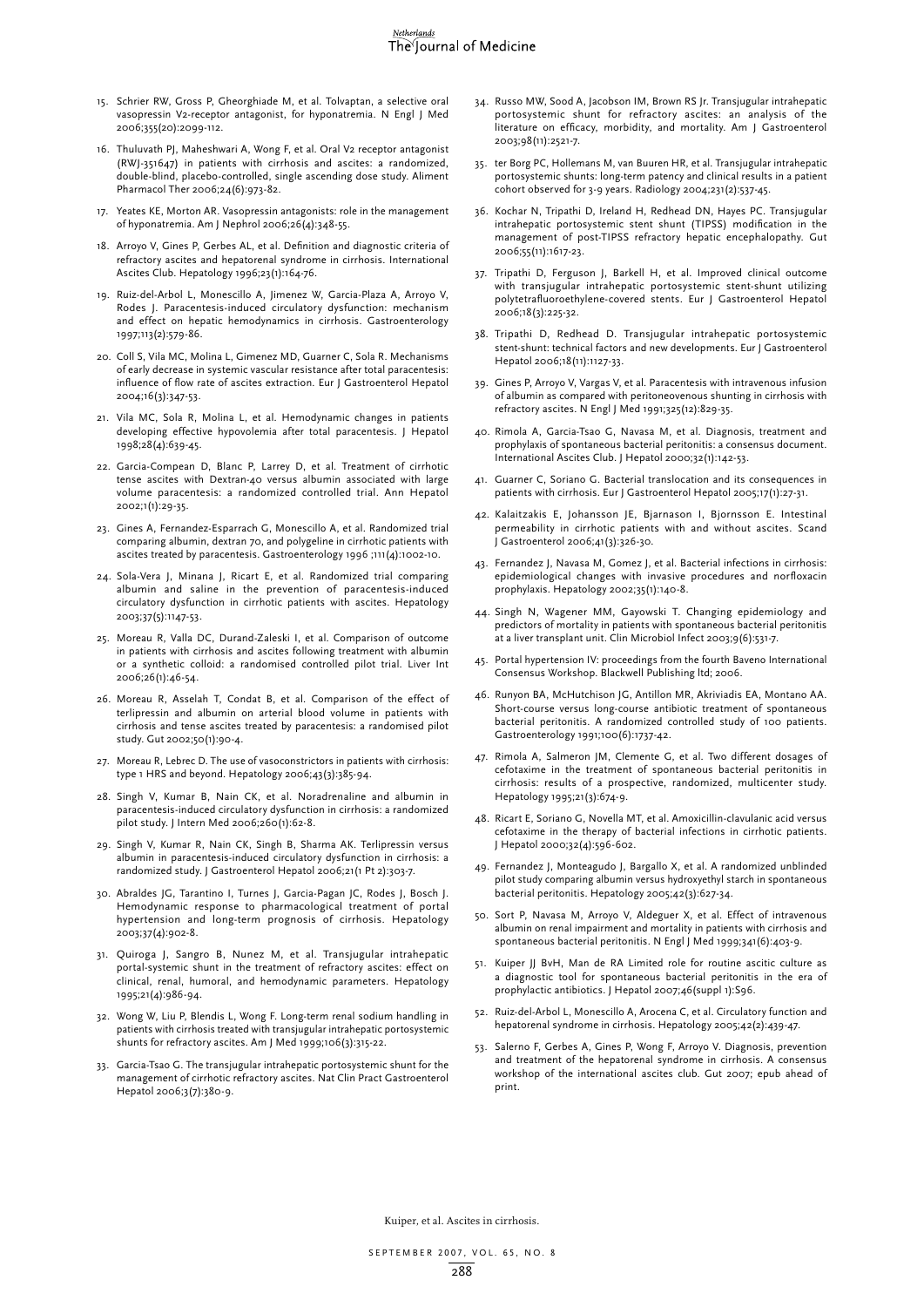15. Schrier RW, Gross P, Gheorghiade M, et al. Tolvaptan, a selective oral vasopressin V2-receptor antagonist, for hyponatremia. N Engl J Med 2006;355(20):2099-112.
16. Thuluvath PJ, Maheshwari A, Wong F, et al. Oral V2 receptor antagonist (RWJ-351647) in patients with cirrhosis and ascites: a randomized, double-blind, placebo-controlled, single ascending dose study. Aliment Pharmacol Ther 2006;24(6):973-82.
17. Yeates KE, Morton AR. Vasopressin antagonists: role in the management of hyponatremia. Am J Nephrol 2006;26(4):348-55.
18. Arroyo V, Gines P, Gerbes AL, et al. Definition and diagnostic criteria of refractory ascites and hepatorenal syndrome in cirrhosis. International Ascites Club. Hepatology 1996;23(1):164-76.
19. Ruiz-del-Arbol L, Monescillo A, Jimenez W, Garcia-Plaza A, Arroyo V, Rodes J. Paracentesis-induced circulatory dysfunction: mechanism and effect on hepatic hemodynamics in cirrhosis. Gastroenterology 1997;113(2):579-86.
20. Coll S, Vila MC, Molina L, Gimenez MD, Guarner C, Sola R. Mechanisms of early decrease in systemic vascular resistance after total paracentesis: influence of flow rate of ascites extraction. Eur J Gastroenterol Hepatol 2004;16(3):347-53.
21. Vila MC, Sola R, Molina L, et al. Hemodynamic changes in patients developing effective hypovolemia after total paracentesis. J Hepatol 1998;28(4):639-45.
22. Garcia-Compean D, Blanc P, Larrey D, et al. Treatment of cirrhotic tense ascites with Dextran-40 versus albumin associated with large volume paracentesis: a randomized controlled trial. Ann Hepatol 2002;1(1):29-35.
23. Gines A, Fernandez-Esparrach G, Monescillo A, et al. Randomized trial comparing albumin, dextran 70, and polygeline in cirrhotic patients with ascites treated by paracentesis. Gastroenterology 1996 ;111(4):1002-10.
24. Sola-Vera J, Minana J, Ricart E, et al. Randomized trial comparing albumin and saline in the prevention of paracentesis-induced circulatory dysfunction in cirrhotic patients with ascites. Hepatology 2003;37(5):1147-53.
25. Moreau R, Valla DC, Durand-Zaleski I, et al. Comparison of outcome in patients with cirrhosis and ascites following treatment with albumin or a synthetic colloid: a randomised controlled pilot trial. Liver Int 2006;26(1):46-54.
26. Moreau R, Asselah T, Condat B, et al. Comparison of the effect of terlipressin and albumin on arterial blood volume in patients with cirrhosis and tense ascites treated by paracentesis: a randomised pilot study. Gut 2002;50(1):90-4.
27. Moreau R, Lebrec D. The use of vasoconstrictors in patients with cirrhosis: type 1 HRS and beyond. Hepatology 2006;43(3):385-94.
28. Singh V, Kumar B, Nain CK, et al. Noradrenaline and albumin in paracentesis-induced circulatory dysfunction in cirrhosis: a randomized pilot study. J Intern Med 2006;260(1):62-8.
29. Singh V, Kumar R, Nain CK, Singh B, Sharma AK. Terlipressin versus albumin in paracentesis-induced circulatory dysfunction in cirrhosis: a randomized study. J Gastroenterol Hepatol 2006;21(1 Pt 2):303-7.
30. Abraldes JG, Tarantino I, Turnes J, Garcia-Pagan JC, Rodes J, Bosch J. Hemodynamic response to pharmacological treatment of portal hypertension and long-term prognosis of cirrhosis. Hepatology 2003;37(4):902-8.
31. Quiroga J, Sangro B, Nunez M, et al. Transjugular intrahepatic portal-systemic shunt in the treatment of refractory ascites: effect on clinical, renal, humoral, and hemodynamic parameters. Hepatology 1995;21(4):986-94.
32. Wong W, Liu P, Blendis L, Wong F. Long-term renal sodium handling in patients with cirrhosis treated with transjugular intrahepatic portosystemic shunts for refractory ascites. Am J Med 1999;106(3):315-22.
33. Garcia-Tsao G. The transjugular intrahepatic portosystemic shunt for the management of cirrhotic refractory ascites. Nat Clin Pract Gastroenterol Hepatol 2006;3(7):380-9.
34. Russo MW, Sood A, Jacobson IM, Brown RS Jr. Transjugular intrahepatic portosystemic shunt for refractory ascites: an analysis of the literature on efficacy, morbidity, and mortality. Am J Gastroenterol 2003;98(11):2521-7.
35. ter Borg PC, Hollemans M, van Buuren HR, et al. Transjugular intrahepatic portosystemic shunts: long-term patency and clinical results in a patient cohort observed for 3-9 years. Radiology 2004;231(2):537-45.
36. Kochar N, Tripathi D, Ireland H, Redhead DN, Hayes PC. Transjugular intrahepatic portosystemic stent shunt (TIPSS) modification in the management of post-TIPSS refractory hepatic encephalopathy. Gut 2006;55(11):1617-23.
37. Tripathi D, Ferguson J, Barkell H, et al. Improved clinical outcome with transjugular intrahepatic portosystemic stent-shunt utilizing polytetrafluoroethylene-covered stents. Eur J Gastroenterol Hepatol 2006;18(3):225-32.
38. Tripathi D, Redhead D. Transjugular intrahepatic portosystemic stent-shunt: technical factors and new developments. Eur J Gastroenterol Hepatol 2006;18(11):1127-33.
39. Gines P, Arroyo V, Vargas V, et al. Paracentesis with intravenous infusion of albumin as compared with peritoneovenous shunting in cirrhosis with refractory ascites. N Engl J Med 1991;325(12):829-35.
40. Rimola A, Garcia-Tsao G, Navasa M, et al. Diagnosis, treatment and prophylaxis of spontaneous bacterial peritonitis: a consensus document. International Ascites Club. J Hepatol 2000;32(1):142-53.
41. Guarner C, Soriano G. Bacterial translocation and its consequences in patients with cirrhosis. Eur J Gastroenterol Hepatol 2005;17(1):27-31.
42. Kalaitzakis E, Johansson JE, Bjarnason I, Bjornsson E. Intestinal permeability in cirrhotic patients with and without ascites. Scand J Gastroenterol 2006;41(3):326-30.
43. Fernandez J, Navasa M, Gomez J, et al. Bacterial infections in cirrhosis: epidemiological changes with invasive procedures and norfloxacin prophylaxis. Hepatology 2002;35(1):140-8.
44. Singh N, Wagener MM, Gayowski T. Changing epidemiology and predictors of mortality in patients with spontaneous bacterial peritonitis at a liver transplant unit. Clin Microbiol Infect 2003;9(6):531-7.
45. Portal hypertension IV: proceedings from the fourth Baveno International Consensus Workshop. Blackwell Publishing ltd; 2006.
46. Runyon BA, McHutchison JG, Antillon MR, Akriviadis EA, Montano AA. Short-course versus long-course antibiotic treatment of spontaneous bacterial peritonitis. A randomized controlled study of 100 patients. Gastroenterology 1991;100(6):1737-42.
47. Rimola A, Salmeron JM, Clemente G, et al. Two different dosages of cefotaxime in the treatment of spontaneous bacterial peritonitis in cirrhosis: results of a prospective, randomized, multicenter study. Hepatology 1995;21(3):674-9.
48. Ricart E, Soriano G, Novella MT, et al. Amoxicillin-clavulanic acid versus cefotaxime in the therapy of bacterial infections in cirrhotic patients. J Hepatol 2000;32(4):596-602.
49. Fernandez J, Monteagudo J, Bargallo X, et al. A randomized unblinded pilot study comparing albumin versus hydroxyethyl starch in spontaneous bacterial peritonitis. Hepatology 2005;42(3):627-34.
50. Sort P, Navasa M, Arroyo V, Aldeguer X, et al. Effect of intravenous albumin on renal impairment and mortality in patients with cirrhosis and spontaneous bacterial peritonitis. N Engl J Med 1999;341(6):403-9.
51. Kuiper JJ BvH, Man de RA Limited role for routine ascitic culture as a diagnostic tool for spontaneous bacterial peritonitis in the era of prophylactic antibiotics. J Hepatol 2007;46(suppl 1):S96.
52. Ruiz-del-Arbol L, Monescillo A, Arocena C, et al. Circulatory function and hepatorenal syndrome in cirrhosis. Hepatology 2005;42(2):439-47.
53. Salerno F, Gerbes A, Gines P, Wong F, Arroyo V. Diagnosis, prevention and treatment of the hepatorenal syndrome in cirrhosis. A consensus workshop of the international ascites club. Gut 2007; epub ahead of print.